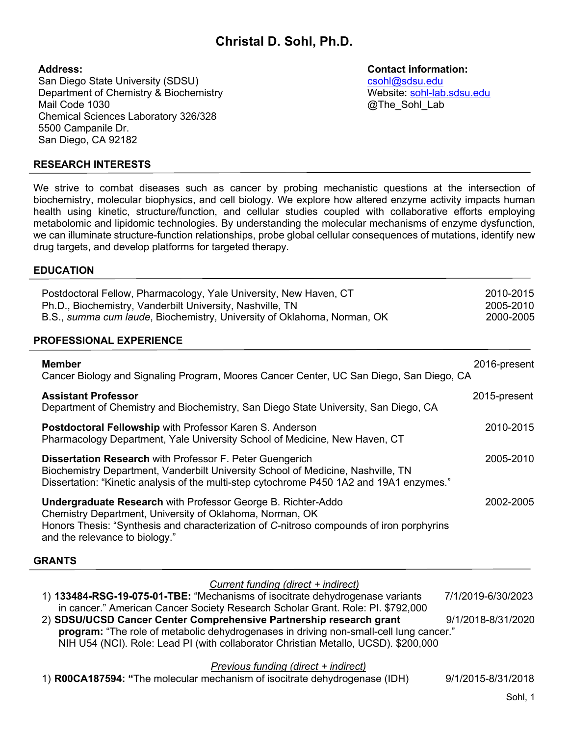# Christal D. Sohl, Ph.D.

**Address:**
San Diego State University (SDSU)
Department of Chemistry & Biochemistry
Mail Code 1030
Chemical Sciences Laboratory 326/328
5500 Campanile Dr.
San Diego, CA 92182

**Contact information:**
csohl@sdsu.edu
Website: sohl-lab.sdsu.edu
@The_Sohl_Lab

## RESEARCH INTERESTS

We strive to combat diseases such as cancer by probing mechanistic questions at the intersection of biochemistry, molecular biophysics, and cell biology. We explore how altered enzyme activity impacts human health using kinetic, structure/function, and cellular studies coupled with collaborative efforts employing metabolomic and lipidomic technologies. By understanding the molecular mechanisms of enzyme dysfunction, we can illuminate structure-function relationships, probe global cellular consequences of mutations, identify new drug targets, and develop platforms for targeted therapy.

## EDUCATION

Postdoctoral Fellow, Pharmacology, Yale University, New Haven, CT — 2010-2015
Ph.D., Biochemistry, Vanderbilt University, Nashville, TN — 2005-2010
B.S., *summa cum laude*, Biochemistry, University of Oklahoma, Norman, OK — 2000-2005

## PROFESSIONAL EXPERIENCE

**Member** — 2016-present
Cancer Biology and Signaling Program, Moores Cancer Center, UC San Diego, San Diego, CA

**Assistant Professor** — 2015-present
Department of Chemistry and Biochemistry, San Diego State University, San Diego, CA

**Postdoctoral Fellowship** with Professor Karen S. Anderson — 2010-2015
Pharmacology Department, Yale University School of Medicine, New Haven, CT

**Dissertation Research** with Professor F. Peter Guengerich — 2005-2010
Biochemistry Department, Vanderbilt University School of Medicine, Nashville, TN
Dissertation: "Kinetic analysis of the multi-step cytochrome P450 1A2 and 19A1 enzymes."

**Undergraduate Research** with Professor George B. Richter-Addo — 2002-2005
Chemistry Department, University of Oklahoma, Norman, OK
Honors Thesis: "Synthesis and characterization of *C*-nitroso compounds of iron porphyrins and the relevance to biology."

## GRANTS

*Current funding (direct + indirect)*

1) **133484-RSG-19-075-01-TBE:** "Mechanisms of isocitrate dehydrogenase variants in cancer." American Cancer Society Research Scholar Grant. Role: PI. $792,000 — 7/1/2019-6/30/2023
2) **SDSU/UCSD Cancer Center Comprehensive Partnership research grant program:** "The role of metabolic dehydrogenases in driving non-small-cell lung cancer." NIH U54 (NCI). Role: Lead PI (with collaborator Christian Metallo, UCSD). $200,000 — 9/1/2018-8/31/2020

*Previous funding (direct + indirect)*

1) **R00CA187594: "**The molecular mechanism of isocitrate dehydrogenase (IDH) — 9/1/2015-8/31/2018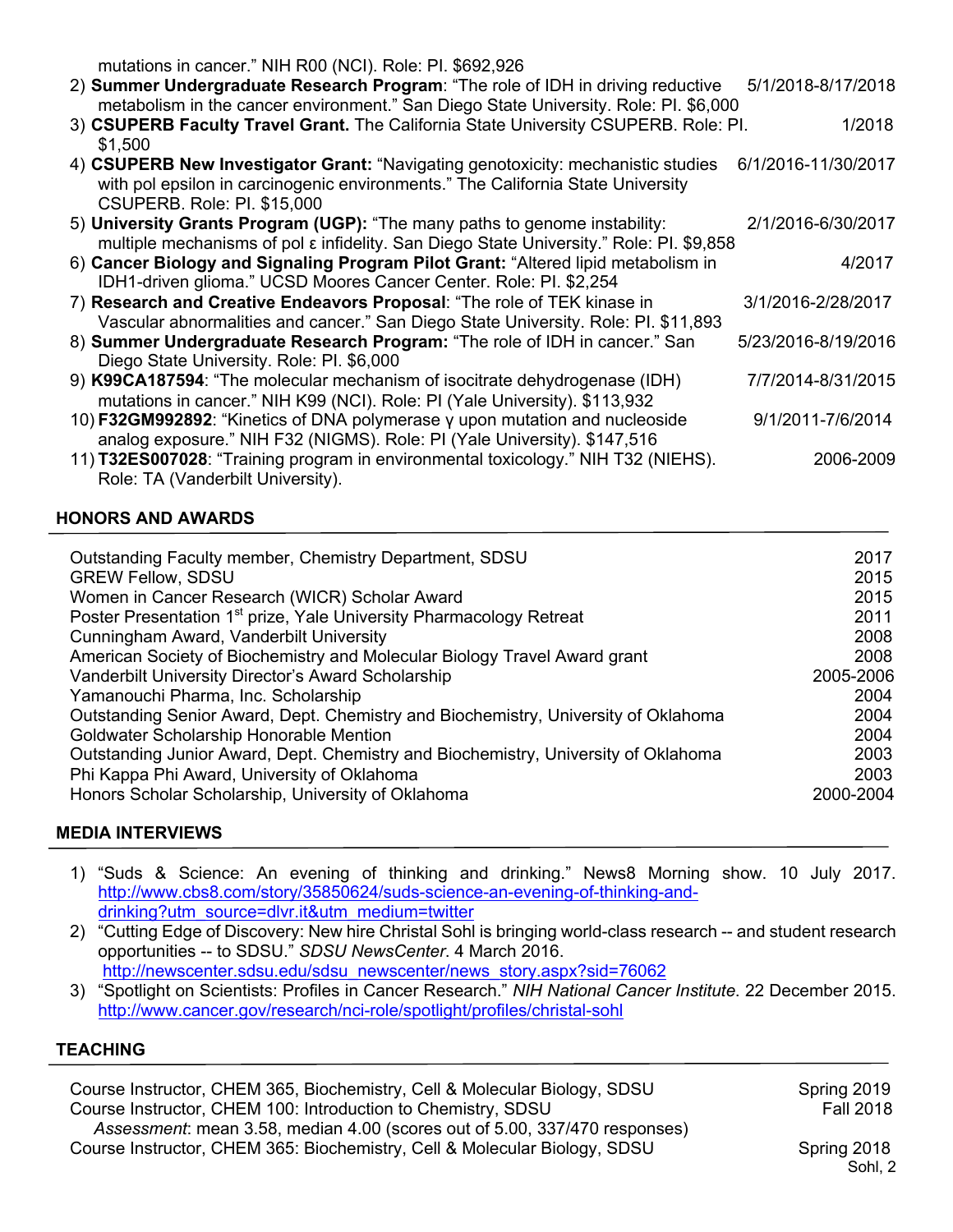mutations in cancer." NIH R00 (NCI). Role: PI. $692,926

2) **Summer Undergraduate Research Program**: "The role of IDH in driving reductive metabolism in the cancer environment." San Diego State University. Role: PI. $6,000 — 5/1/2018-8/17/2018
3) **CSUPERB Faculty Travel Grant.** The California State University CSUPERB. Role: PI. $1,500 — 1/2018
4) **CSUPERB New Investigator Grant:** "Navigating genotoxicity: mechanistic studies with pol epsilon in carcinogenic environments." The California State University CSUPERB. Role: PI. $15,000 — 6/1/2016-11/30/2017
5) **University Grants Program (UGP):** "The many paths to genome instability: multiple mechanisms of pol ε infidelity. San Diego State University." Role: PI. $9,858 — 2/1/2016-6/30/2017
6) **Cancer Biology and Signaling Program Pilot Grant:** "Altered lipid metabolism in IDH1-driven glioma." UCSD Moores Cancer Center. Role: PI. $2,254 — 4/2017
7) **Research and Creative Endeavors Proposal**: "The role of TEK kinase in Vascular abnormalities and cancer." San Diego State University. Role: PI. $11,893 — 3/1/2016-2/28/2017
8) **Summer Undergraduate Research Program:** "The role of IDH in cancer." San Diego State University. Role: PI. $6,000 — 5/23/2016-8/19/2016
9) **K99CA187594**: "The molecular mechanism of isocitrate dehydrogenase (IDH) mutations in cancer." NIH K99 (NCI). Role: PI (Yale University). $113,932 — 7/7/2014-8/31/2015
10) **F32GM992892**: "Kinetics of DNA polymerase γ upon mutation and nucleoside analog exposure." NIH F32 (NIGMS). Role: PI (Yale University). $147,516 — 9/1/2011-7/6/2014
11) **T32ES007028**: "Training program in environmental toxicology." NIH T32 (NIEHS). Role: TA (Vanderbilt University). — 2006-2009

## HONORS AND AWARDS

| | |
|---|---|
| Outstanding Faculty member, Chemistry Department, SDSU | 2017 |
| GREW Fellow, SDSU | 2015 |
| Women in Cancer Research (WICR) Scholar Award | 2015 |
| Poster Presentation 1st prize, Yale University Pharmacology Retreat | 2011 |
| Cunningham Award, Vanderbilt University | 2008 |
| American Society of Biochemistry and Molecular Biology Travel Award grant | 2008 |
| Vanderbilt University Director's Award Scholarship | 2005-2006 |
| Yamanouchi Pharma, Inc. Scholarship | 2004 |
| Outstanding Senior Award, Dept. Chemistry and Biochemistry, University of Oklahoma | 2004 |
| Goldwater Scholarship Honorable Mention | 2004 |
| Outstanding Junior Award, Dept. Chemistry and Biochemistry, University of Oklahoma | 2003 |
| Phi Kappa Phi Award, University of Oklahoma | 2003 |
| Honors Scholar Scholarship, University of Oklahoma | 2000-2004 |

## MEDIA INTERVIEWS

1) "Suds & Science: An evening of thinking and drinking." News8 Morning show. 10 July 2017. http://www.cbs8.com/story/35850624/suds-science-an-evening-of-thinking-and-drinking?utm_source=dlvr.it&utm_medium=twitter
2) "Cutting Edge of Discovery: New hire Christal Sohl is bringing world-class research -- and student research opportunities -- to SDSU." *SDSU NewsCenter*. 4 March 2016. http://newscenter.sdsu.edu/sdsu_newscenter/news_story.aspx?sid=76062
3) "Spotlight on Scientists: Profiles in Cancer Research." *NIH National Cancer Institute*. 22 December 2015. http://www.cancer.gov/research/nci-role/spotlight/profiles/christal-sohl

## TEACHING

| | |
|---|---|
| Course Instructor, CHEM 365, Biochemistry, Cell & Molecular Biology, SDSU | Spring 2019 |
| Course Instructor, CHEM 100: Introduction to Chemistry, SDSU | Fall 2018 |
| *Assessment*: mean 3.58, median 4.00 (scores out of 5.00, 337/470 responses) | |
| Course Instructor, CHEM 365: Biochemistry, Cell & Molecular Biology, SDSU | Spring 2018 |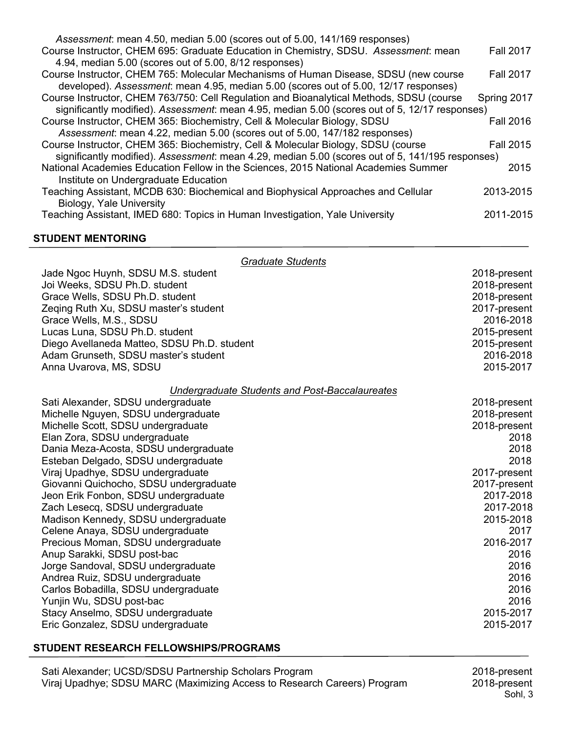*Assessment*: mean 4.50, median 5.00 (scores out of 5.00, 141/169 responses)

Course Instructor, CHEM 695: Graduate Education in Chemistry, SDSU. *Assessment*: mean 4.94, median 5.00 (scores out of 5.00, 8/12 responses) — Fall 2017

Course Instructor, CHEM 765: Molecular Mechanisms of Human Disease, SDSU (new course developed). *Assessment*: mean 4.95, median 5.00 (scores out of 5.00, 12/17 responses) — Fall 2017

Course Instructor, CHEM 763/750: Cell Regulation and Bioanalytical Methods, SDSU (course significantly modified). *Assessment*: mean 4.95, median 5.00 (scores out of 5, 12/17 responses) — Spring 2017

Course Instructor, CHEM 365: Biochemistry, Cell & Molecular Biology, SDSU *Assessment*: mean 4.22, median 5.00 (scores out of 5.00, 147/182 responses) — Fall 2016

Course Instructor, CHEM 365: Biochemistry, Cell & Molecular Biology, SDSU (course significantly modified). *Assessment*: mean 4.29, median 5.00 (scores out of 5, 141/195 responses) — Fall 2015

National Academies Education Fellow in the Sciences, 2015 National Academies Summer Institute on Undergraduate Education — 2015

Teaching Assistant, MCDB 630: Biochemical and Biophysical Approaches and Cellular Biology, Yale University — 2013-2015

Teaching Assistant, IMED 680: Topics in Human Investigation, Yale University — 2011-2015

## STUDENT MENTORING

*Graduate Students*

| | |
|---|---|
| Jade Ngoc Huynh, SDSU M.S. student | 2018-present |
| Joi Weeks, SDSU Ph.D. student | 2018-present |
| Grace Wells, SDSU Ph.D. student | 2018-present |
| Zeqing Ruth Xu, SDSU master's student | 2017-present |
| Grace Wells, M.S., SDSU | 2016-2018 |
| Lucas Luna, SDSU Ph.D. student | 2015-present |
| Diego Avellaneda Matteo, SDSU Ph.D. student | 2015-present |
| Adam Grunseth, SDSU master's student | 2016-2018 |
| Anna Uvarova, MS, SDSU | 2015-2017 |

*Undergraduate Students and Post-Baccalaureates*

| | |
|---|---|
| Sati Alexander, SDSU undergraduate | 2018-present |
| Michelle Nguyen, SDSU undergraduate | 2018-present |
| Michelle Scott, SDSU undergraduate | 2018-present |
| Elan Zora, SDSU undergraduate | 2018 |
| Dania Meza-Acosta, SDSU undergraduate | 2018 |
| Esteban Delgado, SDSU undergraduate | 2018 |
| Viraj Upadhye, SDSU undergraduate | 2017-present |
| Giovanni Quichocho, SDSU undergraduate | 2017-present |
| Jeon Erik Fonbon, SDSU undergraduate | 2017-2018 |
| Zach Lesecq, SDSU undergraduate | 2017-2018 |
| Madison Kennedy, SDSU undergraduate | 2015-2018 |
| Celene Anaya, SDSU undergraduate | 2017 |
| Precious Moman, SDSU undergraduate | 2016-2017 |
| Anup Sarakki, SDSU post-bac | 2016 |
| Jorge Sandoval, SDSU undergraduate | 2016 |
| Andrea Ruiz, SDSU undergraduate | 2016 |
| Carlos Bobadilla, SDSU undergraduate | 2016 |
| Yunjin Wu, SDSU post-bac | 2016 |
| Stacy Anselmo, SDSU undergraduate | 2015-2017 |
| Eric Gonzalez, SDSU undergraduate | 2015-2017 |

## STUDENT RESEARCH FELLOWSHIPS/PROGRAMS

| | |
|---|---|
| Sati Alexander; UCSD/SDSU Partnership Scholars Program | 2018-present |
| Viraj Upadhye; SDSU MARC (Maximizing Access to Research Careers) Program | 2018-present |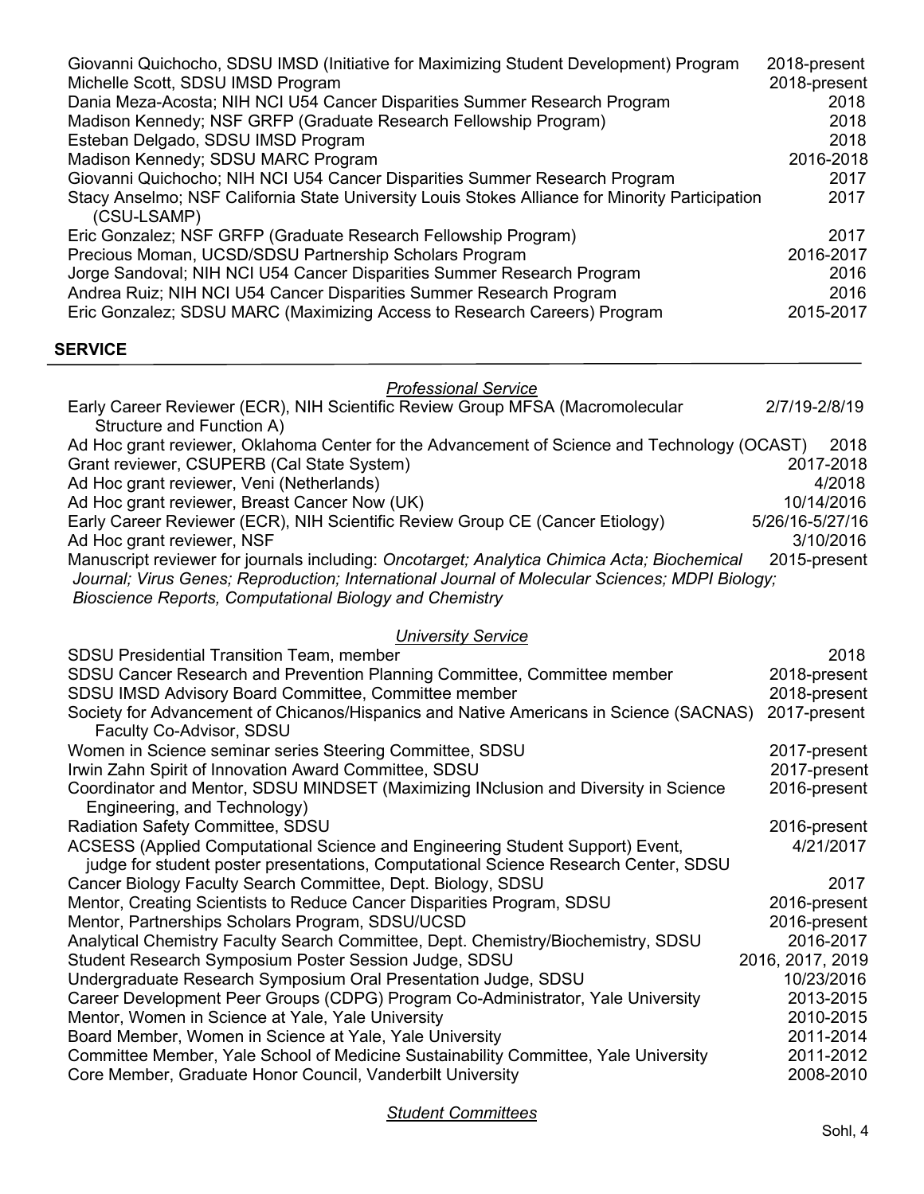Giovanni Quichocho, SDSU IMSD (Initiative for Maximizing Student Development) Program 2018-present
Michelle Scott, SDSU IMSD Program 2018-present
Dania Meza-Acosta; NIH NCI U54 Cancer Disparities Summer Research Program 2018
Madison Kennedy; NSF GRFP (Graduate Research Fellowship Program) 2018
Esteban Delgado, SDSU IMSD Program 2018
Madison Kennedy; SDSU MARC Program 2016-2018
Giovanni Quichocho; NIH NCI U54 Cancer Disparities Summer Research Program 2017
Stacy Anselmo; NSF California State University Louis Stokes Alliance for Minority Participation (CSU-LSAMP) 2017
Eric Gonzalez; NSF GRFP (Graduate Research Fellowship Program) 2017
Precious Moman, UCSD/SDSU Partnership Scholars Program 2016-2017
Jorge Sandoval; NIH NCI U54 Cancer Disparities Summer Research Program 2016
Andrea Ruiz; NIH NCI U54 Cancer Disparities Summer Research Program 2016
Eric Gonzalez; SDSU MARC (Maximizing Access to Research Careers) Program 2015-2017

## SERVICE

### *Professional Service*

Early Career Reviewer (ECR), NIH Scientific Review Group MFSA (Macromolecular Structure and Function A) 2/7/19-2/8/19
Ad Hoc grant reviewer, Oklahoma Center for the Advancement of Science and Technology (OCAST) 2018
Grant reviewer, CSUPERB (Cal State System) 2017-2018
Ad Hoc grant reviewer, Veni (Netherlands) 4/2018
Ad Hoc grant reviewer, Breast Cancer Now (UK) 10/14/2016
Early Career Reviewer (ECR), NIH Scientific Review Group CE (Cancer Etiology) 5/26/16-5/27/16
Ad Hoc grant reviewer, NSF 3/10/2016
Manuscript reviewer for journals including: *Oncotarget; Analytica Chimica Acta; Biochemical Journal; Virus Genes; Reproduction; International Journal of Molecular Sciences; MDPI Biology; Bioscience Reports, Computational Biology and Chemistry* 2015-present

### *University Service*

SDSU Presidential Transition Team, member 2018
SDSU Cancer Research and Prevention Planning Committee, Committee member 2018-present
SDSU IMSD Advisory Board Committee, Committee member 2018-present
Society for Advancement of Chicanos/Hispanics and Native Americans in Science (SACNAS) Faculty Co-Advisor, SDSU 2017-present
Women in Science seminar series Steering Committee, SDSU 2017-present
Irwin Zahn Spirit of Innovation Award Committee, SDSU 2017-present
Coordinator and Mentor, SDSU MINDSET (Maximizing INclusion and Diversity in Science Engineering, and Technology) 2016-present
Radiation Safety Committee, SDSU 2016-present
ACSESS (Applied Computational Science and Engineering Student Support) Event, judge for student poster presentations, Computational Science Research Center, SDSU 4/21/2017
Cancer Biology Faculty Search Committee, Dept. Biology, SDSU 2017
Mentor, Creating Scientists to Reduce Cancer Disparities Program, SDSU 2016-present
Mentor, Partnerships Scholars Program, SDSU/UCSD 2016-present
Analytical Chemistry Faculty Search Committee, Dept. Chemistry/Biochemistry, SDSU 2016-2017
Student Research Symposium Poster Session Judge, SDSU 2016, 2017, 2019
Undergraduate Research Symposium Oral Presentation Judge, SDSU 10/23/2016
Career Development Peer Groups (CDPG) Program Co-Administrator, Yale University 2013-2015
Mentor, Women in Science at Yale, Yale University 2010-2015
Board Member, Women in Science at Yale, Yale University 2011-2014
Committee Member, Yale School of Medicine Sustainability Committee, Yale University 2011-2012
Core Member, Graduate Honor Council, Vanderbilt University 2008-2010

### *Student Committees*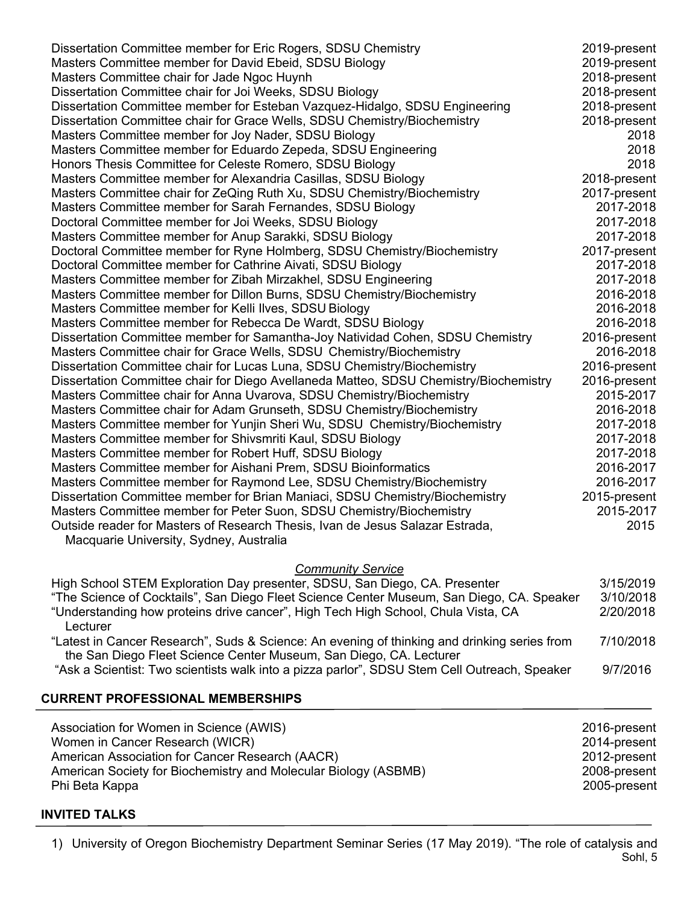| | |
|---|---|
| Dissertation Committee member for Eric Rogers, SDSU Chemistry | 2019-present |
| Masters Committee member for David Ebeid, SDSU Biology | 2019-present |
| Masters Committee chair for Jade Ngoc Huynh | 2018-present |
| Dissertation Committee chair for Joi Weeks, SDSU Biology | 2018-present |
| Dissertation Committee member for Esteban Vazquez-Hidalgo, SDSU Engineering | 2018-present |
| Dissertation Committee chair for Grace Wells, SDSU Chemistry/Biochemistry | 2018-present |
| Masters Committee member for Joy Nader, SDSU Biology | 2018 |
| Masters Committee member for Eduardo Zepeda, SDSU Engineering | 2018 |
| Honors Thesis Committee for Celeste Romero, SDSU Biology | 2018 |
| Masters Committee member for Alexandria Casillas, SDSU Biology | 2018-present |
| Masters Committee chair for ZeQing Ruth Xu, SDSU Chemistry/Biochemistry | 2017-present |
| Masters Committee member for Sarah Fernandes, SDSU Biology | 2017-2018 |
| Doctoral Committee member for Joi Weeks, SDSU Biology | 2017-2018 |
| Masters Committee member for Anup Sarakki, SDSU Biology | 2017-2018 |
| Doctoral Committee member for Ryne Holmberg, SDSU Chemistry/Biochemistry | 2017-present |
| Doctoral Committee member for Cathrine Aivati, SDSU Biology | 2017-2018 |
| Masters Committee member for Zibah Mirzakhel, SDSU Engineering | 2017-2018 |
| Masters Committee member for Dillon Burns, SDSU Chemistry/Biochemistry | 2016-2018 |
| Masters Committee member for Kelli Ilves, SDSU Biology | 2016-2018 |
| Masters Committee member for Rebecca De Wardt, SDSU Biology | 2016-2018 |
| Dissertation Committee member for Samantha-Joy Natividad Cohen, SDSU Chemistry | 2016-present |
| Masters Committee chair for Grace Wells, SDSU Chemistry/Biochemistry | 2016-2018 |
| Dissertation Committee chair for Lucas Luna, SDSU Chemistry/Biochemistry | 2016-present |
| Dissertation Committee chair for Diego Avellaneda Matteo, SDSU Chemistry/Biochemistry | 2016-present |
| Masters Committee chair for Anna Uvarova, SDSU Chemistry/Biochemistry | 2015-2017 |
| Masters Committee chair for Adam Grunseth, SDSU Chemistry/Biochemistry | 2016-2018 |
| Masters Committee member for Yunjin Sheri Wu, SDSU Chemistry/Biochemistry | 2017-2018 |
| Masters Committee member for Shivsmriti Kaul, SDSU Biology | 2017-2018 |
| Masters Committee member for Robert Huff, SDSU Biology | 2017-2018 |
| Masters Committee member for Aishani Prem, SDSU Bioinformatics | 2016-2017 |
| Masters Committee member for Raymond Lee, SDSU Chemistry/Biochemistry | 2016-2017 |
| Dissertation Committee member for Brian Maniaci, SDSU Chemistry/Biochemistry | 2015-present |
| Masters Committee member for Peter Suon, SDSU Chemistry/Biochemistry | 2015-2017 |
| Outside reader for Masters of Research Thesis, Ivan de Jesus Salazar Estrada, Macquarie University, Sydney, Australia | 2015 |

*Community Service*

| | |
|---|---|
| High School STEM Exploration Day presenter, SDSU, San Diego, CA. Presenter | 3/15/2019 |
| "The Science of Cocktails", San Diego Fleet Science Center Museum, San Diego, CA. Speaker | 3/10/2018 |
| "Understanding how proteins drive cancer", High Tech High School, Chula Vista, CA Lecturer | 2/20/2018 |
| "Latest in Cancer Research", Suds & Science: An evening of thinking and drinking series from the San Diego Fleet Science Center Museum, San Diego, CA. Lecturer | 7/10/2018 |
| "Ask a Scientist: Two scientists walk into a pizza parlor", SDSU Stem Cell Outreach, Speaker | 9/7/2016 |

## CURRENT PROFESSIONAL MEMBERSHIPS

| | |
|---|---|
| Association for Women in Science (AWIS) | 2016-present |
| Women in Cancer Research (WICR) | 2014-present |
| American Association for Cancer Research (AACR) | 2012-present |
| American Society for Biochemistry and Molecular Biology (ASBMB) | 2008-present |
| Phi Beta Kappa | 2005-present |

## INVITED TALKS

1) University of Oregon Biochemistry Department Seminar Series (17 May 2019). "The role of catalysis and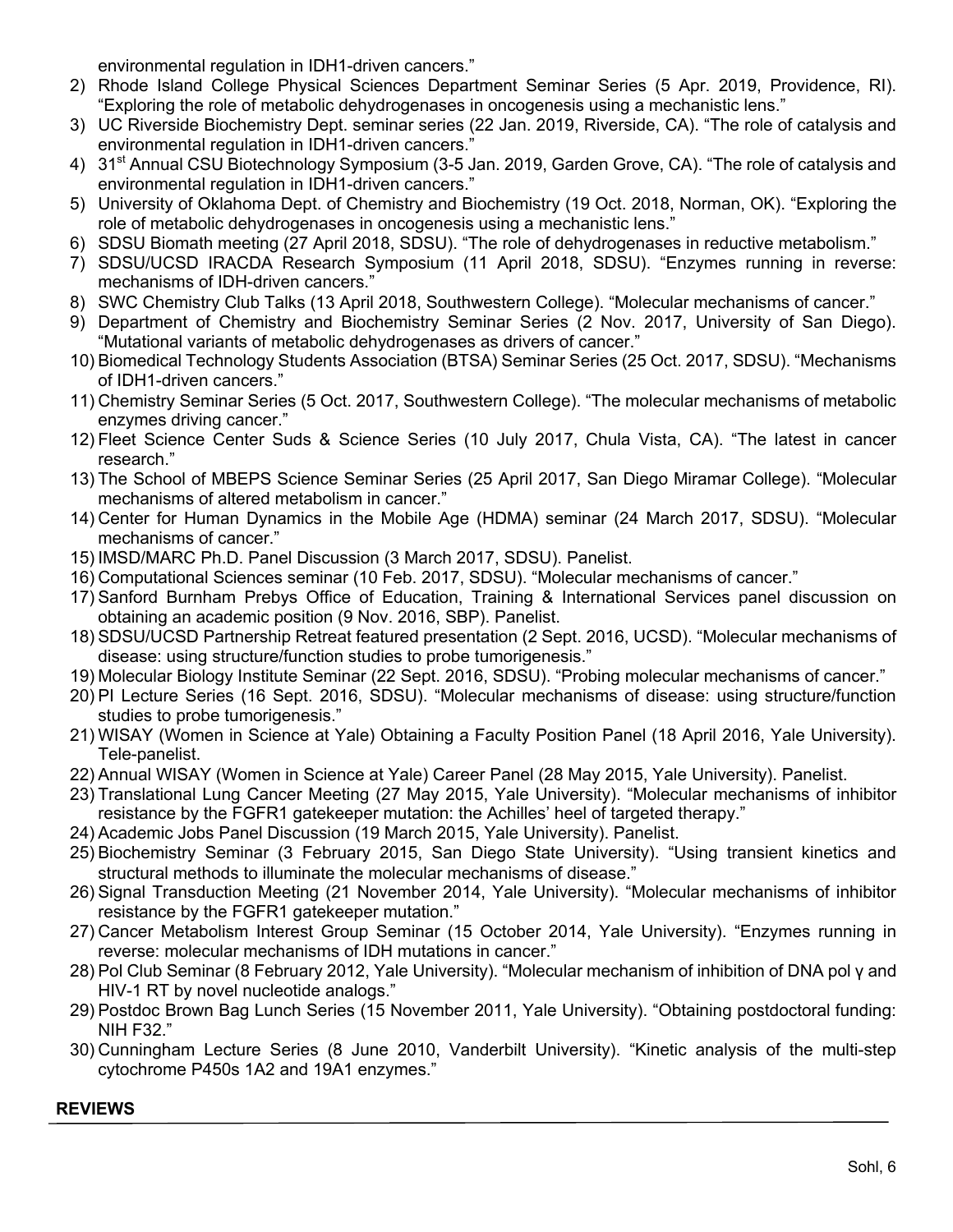environmental regulation in IDH1-driven cancers."

2) Rhode Island College Physical Sciences Department Seminar Series (5 Apr. 2019, Providence, RI). "Exploring the role of metabolic dehydrogenases in oncogenesis using a mechanistic lens."
3) UC Riverside Biochemistry Dept. seminar series (22 Jan. 2019, Riverside, CA). "The role of catalysis and environmental regulation in IDH1-driven cancers."
4) 31st Annual CSU Biotechnology Symposium (3-5 Jan. 2019, Garden Grove, CA). "The role of catalysis and environmental regulation in IDH1-driven cancers."
5) University of Oklahoma Dept. of Chemistry and Biochemistry (19 Oct. 2018, Norman, OK). "Exploring the role of metabolic dehydrogenases in oncogenesis using a mechanistic lens."
6) SDSU Biomath meeting (27 April 2018, SDSU). "The role of dehydrogenases in reductive metabolism."
7) SDSU/UCSD IRACDA Research Symposium (11 April 2018, SDSU). "Enzymes running in reverse: mechanisms of IDH-driven cancers."
8) SWC Chemistry Club Talks (13 April 2018, Southwestern College). "Molecular mechanisms of cancer."
9) Department of Chemistry and Biochemistry Seminar Series (2 Nov. 2017, University of San Diego). "Mutational variants of metabolic dehydrogenases as drivers of cancer."
10) Biomedical Technology Students Association (BTSA) Seminar Series (25 Oct. 2017, SDSU). "Mechanisms of IDH1-driven cancers."
11) Chemistry Seminar Series (5 Oct. 2017, Southwestern College). "The molecular mechanisms of metabolic enzymes driving cancer."
12) Fleet Science Center Suds & Science Series (10 July 2017, Chula Vista, CA). "The latest in cancer research."
13) The School of MBEPS Science Seminar Series (25 April 2017, San Diego Miramar College). "Molecular mechanisms of altered metabolism in cancer."
14) Center for Human Dynamics in the Mobile Age (HDMA) seminar (24 March 2017, SDSU). "Molecular mechanisms of cancer."
15) IMSD/MARC Ph.D. Panel Discussion (3 March 2017, SDSU). Panelist.
16) Computational Sciences seminar (10 Feb. 2017, SDSU). "Molecular mechanisms of cancer."
17) Sanford Burnham Prebys Office of Education, Training & International Services panel discussion on obtaining an academic position (9 Nov. 2016, SBP). Panelist.
18) SDSU/UCSD Partnership Retreat featured presentation (2 Sept. 2016, UCSD). "Molecular mechanisms of disease: using structure/function studies to probe tumorigenesis."
19) Molecular Biology Institute Seminar (22 Sept. 2016, SDSU). "Probing molecular mechanisms of cancer."
20) PI Lecture Series (16 Sept. 2016, SDSU). "Molecular mechanisms of disease: using structure/function studies to probe tumorigenesis."
21) WISAY (Women in Science at Yale) Obtaining a Faculty Position Panel (18 April 2016, Yale University). Tele-panelist.
22) Annual WISAY (Women in Science at Yale) Career Panel (28 May 2015, Yale University). Panelist.
23) Translational Lung Cancer Meeting (27 May 2015, Yale University). "Molecular mechanisms of inhibitor resistance by the FGFR1 gatekeeper mutation: the Achilles' heel of targeted therapy."
24) Academic Jobs Panel Discussion (19 March 2015, Yale University). Panelist.
25) Biochemistry Seminar (3 February 2015, San Diego State University). "Using transient kinetics and structural methods to illuminate the molecular mechanisms of disease."
26) Signal Transduction Meeting (21 November 2014, Yale University). "Molecular mechanisms of inhibitor resistance by the FGFR1 gatekeeper mutation."
27) Cancer Metabolism Interest Group Seminar (15 October 2014, Yale University). "Enzymes running in reverse: molecular mechanisms of IDH mutations in cancer."
28) Pol Club Seminar (8 February 2012, Yale University). "Molecular mechanism of inhibition of DNA pol γ and HIV-1 RT by novel nucleotide analogs."
29) Postdoc Brown Bag Lunch Series (15 November 2011, Yale University). "Obtaining postdoctoral funding: NIH F32."
30) Cunningham Lecture Series (8 June 2010, Vanderbilt University). "Kinetic analysis of the multi-step cytochrome P450s 1A2 and 19A1 enzymes."

## REVIEWS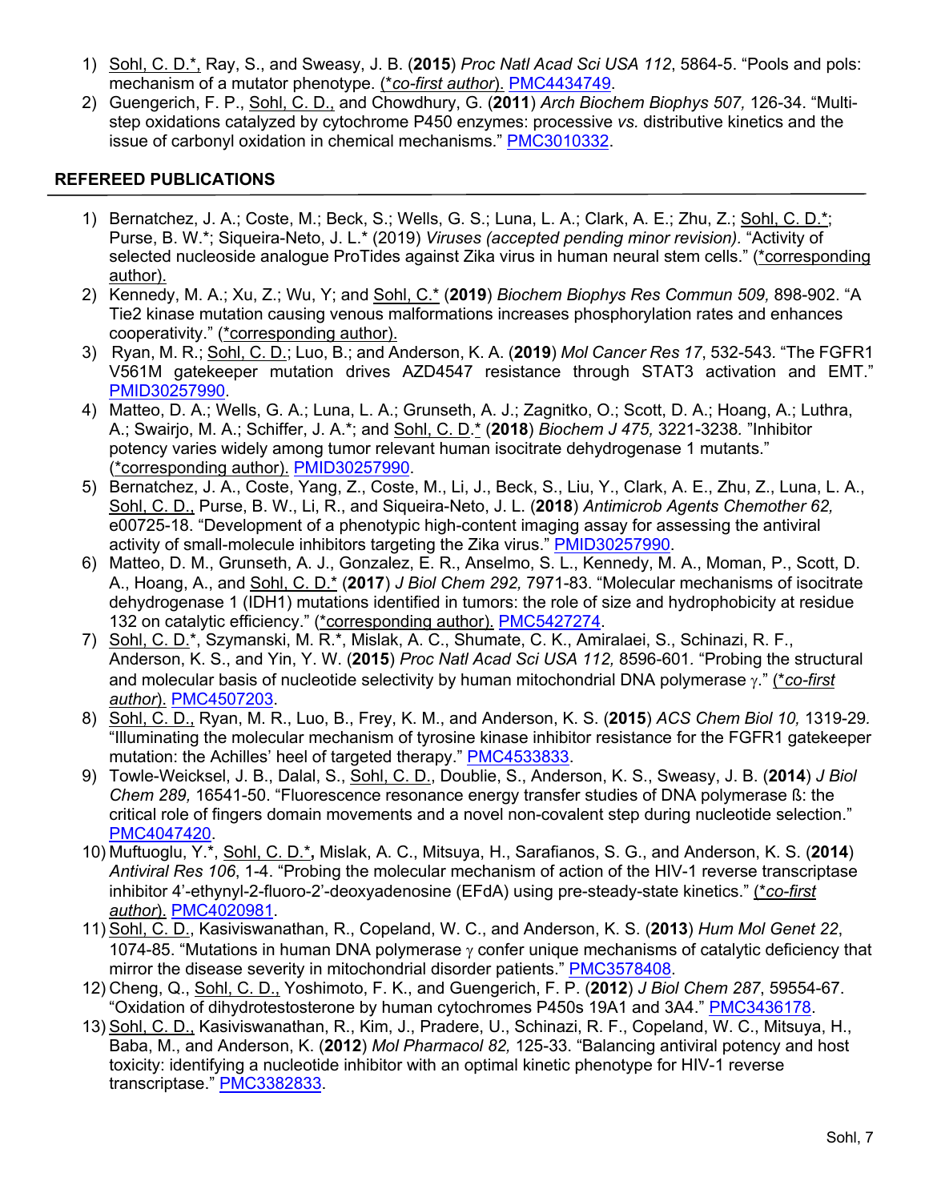1) Sohl, C. D.*, Ray, S., and Sweasy, J. B. (**2015**) *Proc Natl Acad Sci USA 112*, 5864-5. "Pools and pols: mechanism of a mutator phenotype. (*\*co-first author*). PMC4434749.
2) Guengerich, F. P., Sohl, C. D., and Chowdhury, G. (**2011**) *Arch Biochem Biophys 507,* 126-34. "Multi-step oxidations catalyzed by cytochrome P450 enzymes: processive *vs.* distributive kinetics and the issue of carbonyl oxidation in chemical mechanisms." PMC3010332.

## REFEREED PUBLICATIONS

1) Bernatchez, J. A.; Coste, M.; Beck, S.; Wells, G. S.; Luna, L. A.; Clark, A. E.; Zhu, Z.; Sohl, C. D.*; Purse, B. W.*; Siqueira-Neto, J. L.* (2019) *Viruses (accepted pending minor revision).* "Activity of selected nucleoside analogue ProTides against Zika virus in human neural stem cells." (*corresponding author).
2) Kennedy, M. A.; Xu, Z.; Wu, Y; and Sohl, C.* (**2019**) *Biochem Biophys Res Commun 509,* 898-902. "A Tie2 kinase mutation causing venous malformations increases phosphorylation rates and enhances cooperativity." (*corresponding author).
3) Ryan, M. R.; Sohl, C. D.; Luo, B.; and Anderson, K. A. (**2019**) *Mol Cancer Res 17*, 532-543. "The FGFR1 V561M gatekeeper mutation drives AZD4547 resistance through STAT3 activation and EMT." PMID30257990.
4) Matteo, D. A.; Wells, G. A.; Luna, L. A.; Grunseth, A. J.; Zagnitko, O.; Scott, D. A.; Hoang, A.; Luthra, A.; Swairjo, M. A.; Schiffer, J. A.*; and Sohl, C. D.* (**2018**) *Biochem J 475,* 3221-3238*.* "Inhibitor potency varies widely among tumor relevant human isocitrate dehydrogenase 1 mutants." (*corresponding author). PMID30257990.
5) Bernatchez, J. A., Coste, Yang, Z., Coste, M., Li, J., Beck, S., Liu, Y., Clark, A. E., Zhu, Z., Luna, L. A., Sohl, C. D., Purse, B. W., Li, R., and Siqueira-Neto, J. L. (**2018**) *Antimicrob Agents Chemother 62,* e00725-18. "Development of a phenotypic high-content imaging assay for assessing the antiviral activity of small-molecule inhibitors targeting the Zika virus." PMID30257990.
6) Matteo, D. M., Grunseth, A. J., Gonzalez, E. R., Anselmo, S. L., Kennedy, M. A., Moman, P., Scott, D. A., Hoang, A., and Sohl, C. D.* (**2017**) *J Biol Chem 292,* 7971-83. "Molecular mechanisms of isocitrate dehydrogenase 1 (IDH1) mutations identified in tumors: the role of size and hydrophobicity at residue 132 on catalytic efficiency." (*corresponding author). PMC5427274.
7) Sohl, C. D.*, Szymanski, M. R.*, Mislak, A. C., Shumate, C. K., Amiralaei, S., Schinazi, R. F., Anderson, K. S., and Yin, Y. W. (**2015**) *Proc Natl Acad Sci USA 112,* 8596-601. "Probing the structural and molecular basis of nucleotide selectivity by human mitochondrial DNA polymerase $\gamma$." (*\*co-first author*). PMC4507203.
8) Sohl, C. D., Ryan, M. R., Luo, B., Frey, K. M., and Anderson, K. S. (**2015**) *ACS Chem Biol 10,* 1319-29*.* "Illuminating the molecular mechanism of tyrosine kinase inhibitor resistance for the FGFR1 gatekeeper mutation: the Achilles' heel of targeted therapy." PMC4533833.
9) Towle-Weicksel, J. B., Dalal, S., Sohl, C. D., Doublie, S., Anderson, K. S., Sweasy, J. B. (**2014**) *J Biol Chem 289,* 16541-50. "Fluorescence resonance energy transfer studies of DNA polymerase ß: the critical role of fingers domain movements and a novel non-covalent step during nucleotide selection." PMC4047420.
10) Muftuoglu, Y.*, Sohl, C. D.***,** Mislak, A. C., Mitsuya, H., Sarafianos, S. G., and Anderson, K. S. (**2014**) *Antiviral Res 106*, 1-4. "Probing the molecular mechanism of action of the HIV-1 reverse transcriptase inhibitor 4'-ethynyl-2-fluoro-2'-deoxyadenosine (EFdA) using pre-steady-state kinetics." (*\*co-first author*). PMC4020981.
11) Sohl, C. D., Kasiviswanathan, R., Copeland, W. C., and Anderson, K. S. (**2013**) *Hum Mol Genet 22*, 1074-85. "Mutations in human DNA polymerase $\gamma$ confer unique mechanisms of catalytic deficiency that mirror the disease severity in mitochondrial disorder patients." PMC3578408.
12) Cheng, Q., Sohl, C. D., Yoshimoto, F. K., and Guengerich, F. P. (**2012**) *J Biol Chem 287*, 59554-67. "Oxidation of dihydrotestosterone by human cytochromes P450s 19A1 and 3A4." PMC3436178.
13) Sohl, C. D., Kasiviswanathan, R., Kim, J., Pradere, U., Schinazi, R. F., Copeland, W. C., Mitsuya, H., Baba, M., and Anderson, K. (**2012**) *Mol Pharmacol 82,* 125-33. "Balancing antiviral potency and host toxicity: identifying a nucleotide inhibitor with an optimal kinetic phenotype for HIV-1 reverse transcriptase." PMC3382833.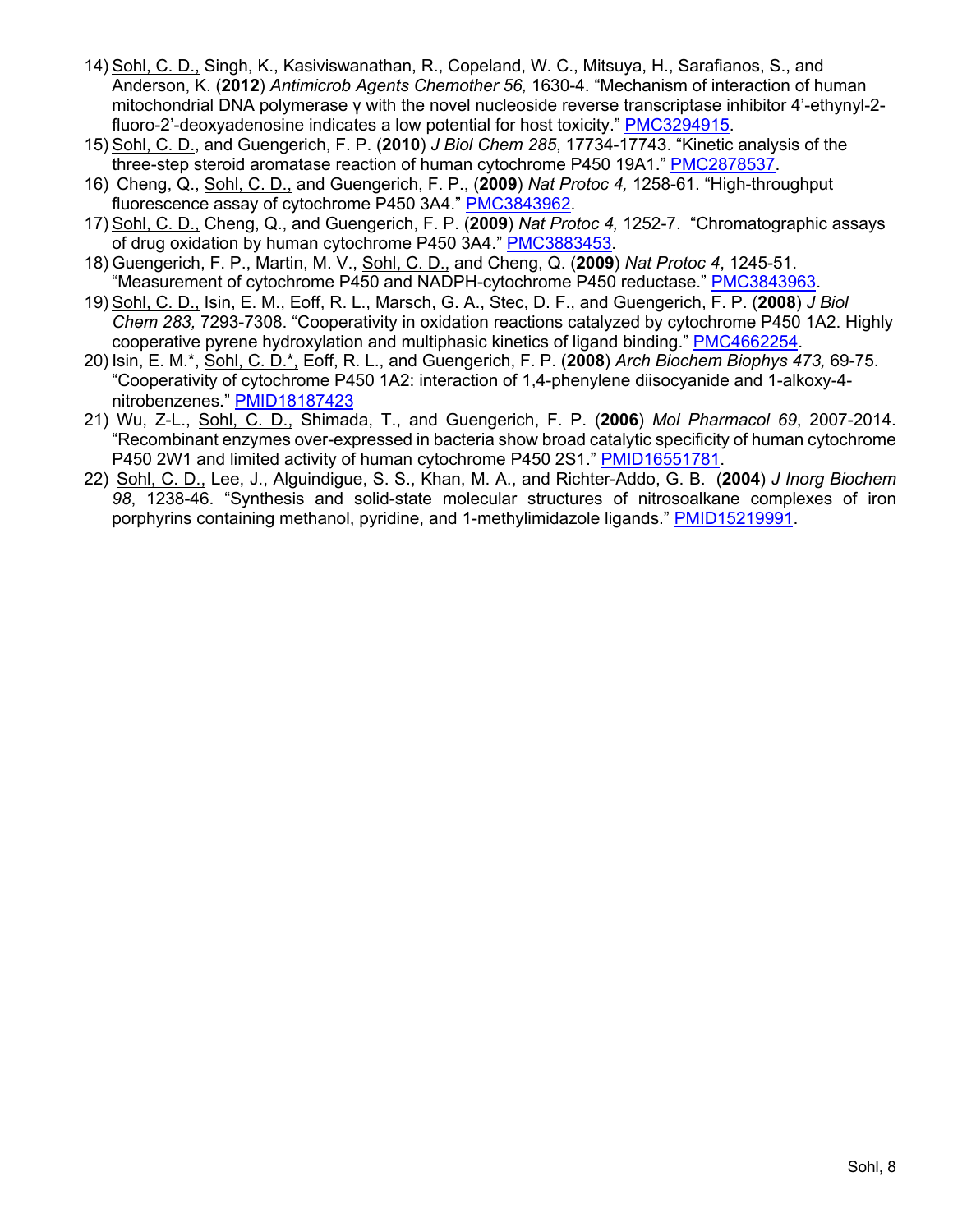14) Sohl, C. D., Singh, K., Kasiviswanathan, R., Copeland, W. C., Mitsuya, H., Sarafianos, S., and Anderson, K. (**2012**) *Antimicrob Agents Chemother 56,* 1630-4. “Mechanism of interaction of human mitochondrial DNA polymerase γ with the novel nucleoside reverse transcriptase inhibitor 4’-ethynyl-2-fluoro-2’-deoxyadenosine indicates a low potential for host toxicity.” PMC3294915.
15) Sohl, C. D., and Guengerich, F. P. (**2010**) *J Biol Chem 285*, 17734-17743. “Kinetic analysis of the three-step steroid aromatase reaction of human cytochrome P450 19A1.” PMC2878537.
16) Cheng, Q., Sohl, C. D., and Guengerich, F. P., (**2009**) *Nat Protoc 4,* 1258-61. “High-throughput fluorescence assay of cytochrome P450 3A4.” PMC3843962.
17) Sohl, C. D., Cheng, Q., and Guengerich, F. P. (**2009**) *Nat Protoc 4,* 1252-7. “Chromatographic assays of drug oxidation by human cytochrome P450 3A4.” PMC3883453.
18) Guengerich, F. P., Martin, M. V., Sohl, C. D., and Cheng, Q. (**2009**) *Nat Protoc 4*, 1245-51. “Measurement of cytochrome P450 and NADPH-cytochrome P450 reductase.” PMC3843963.
19) Sohl, C. D., Isin, E. M., Eoff, R. L., Marsch, G. A., Stec, D. F., and Guengerich, F. P. (**2008**) *J Biol Chem 283,* 7293-7308. “Cooperativity in oxidation reactions catalyzed by cytochrome P450 1A2. Highly cooperative pyrene hydroxylation and multiphasic kinetics of ligand binding.” PMC4662254.
20) Isin, E. M.*, Sohl, C. D.*, Eoff, R. L., and Guengerich, F. P. (**2008**) *Arch Biochem Biophys 473,* 69-75. “Cooperativity of cytochrome P450 1A2: interaction of 1,4-phenylene diisocyanide and 1-alkoxy-4-nitrobenzenes.” PMID18187423
21) Wu, Z-L., Sohl, C. D., Shimada, T., and Guengerich, F. P. (**2006**) *Mol Pharmacol 69*, 2007-2014. “Recombinant enzymes over-expressed in bacteria show broad catalytic specificity of human cytochrome P450 2W1 and limited activity of human cytochrome P450 2S1.” PMID16551781.
22) Sohl, C. D., Lee, J., Alguindigue, S. S., Khan, M. A., and Richter-Addo, G. B. (**2004**) *J Inorg Biochem 98*, 1238-46. “Synthesis and solid-state molecular structures of nitrosoalkane complexes of iron porphyrins containing methanol, pyridine, and 1-methylimidazole ligands.” PMID15219991.